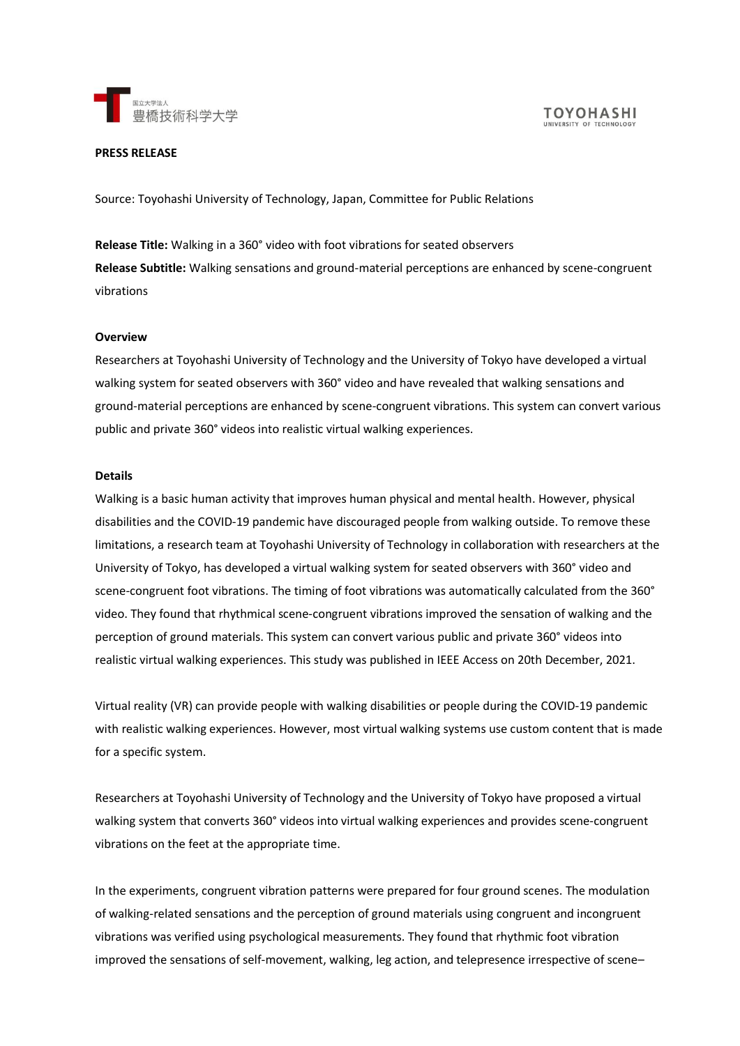国立大学法人
豊橋技術科学大学

TOYOHASHI
UNIVERSITY OF TECHNOLOGY

**PRESS RELEASE**

Source: Toyohashi University of Technology, Japan, Committee for Public Relations

**Release Title:** Walking in a 360° video with foot vibrations for seated observers

**Release Subtitle:** Walking sensations and ground-material perceptions are enhanced by scene-congruent vibrations

**Overview**

Researchers at Toyohashi University of Technology and the University of Tokyo have developed a virtual walking system for seated observers with 360° video and have revealed that walking sensations and ground-material perceptions are enhanced by scene-congruent vibrations. This system can convert various public and private 360° videos into realistic virtual walking experiences.

**Details**

Walking is a basic human activity that improves human physical and mental health. However, physical disabilities and the COVID-19 pandemic have discouraged people from walking outside. To remove these limitations, a research team at Toyohashi University of Technology in collaboration with researchers at the University of Tokyo, has developed a virtual walking system for seated observers with 360° video and scene-congruent foot vibrations. The timing of foot vibrations was automatically calculated from the 360° video. They found that rhythmical scene-congruent vibrations improved the sensation of walking and the perception of ground materials. This system can convert various public and private 360° videos into realistic virtual walking experiences. This study was published in IEEE Access on 20th December, 2021.

Virtual reality (VR) can provide people with walking disabilities or people during the COVID-19 pandemic with realistic walking experiences. However, most virtual walking systems use custom content that is made for a specific system.

Researchers at Toyohashi University of Technology and the University of Tokyo have proposed a virtual walking system that converts 360° videos into virtual walking experiences and provides scene-congruent vibrations on the feet at the appropriate time.

In the experiments, congruent vibration patterns were prepared for four ground scenes. The modulation of walking-related sensations and the perception of ground materials using congruent and incongruent vibrations was verified using psychological measurements. They found that rhythmic foot vibration improved the sensations of self-movement, walking, leg action, and telepresence irrespective of scene–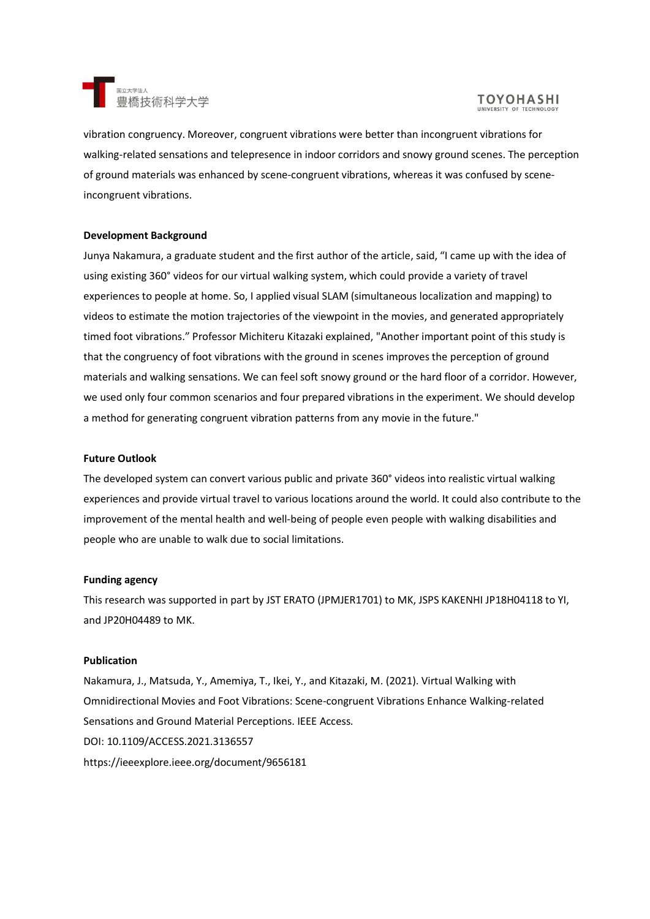vibration congruency. Moreover, congruent vibrations were better than incongruent vibrations for walking-related sensations and telepresence in indoor corridors and snowy ground scenes. The perception of ground materials was enhanced by scene-congruent vibrations, whereas it was confused by scene-incongruent vibrations.

**Development Background**

Junya Nakamura, a graduate student and the first author of the article, said, "I came up with the idea of using existing 360° videos for our virtual walking system, which could provide a variety of travel experiences to people at home. So, I applied visual SLAM (simultaneous localization and mapping) to videos to estimate the motion trajectories of the viewpoint in the movies, and generated appropriately timed foot vibrations." Professor Michiteru Kitazaki explained, "Another important point of this study is that the congruency of foot vibrations with the ground in scenes improves the perception of ground materials and walking sensations. We can feel soft snowy ground or the hard floor of a corridor. However, we used only four common scenarios and four prepared vibrations in the experiment. We should develop a method for generating congruent vibration patterns from any movie in the future."

**Future Outlook**

The developed system can convert various public and private 360° videos into realistic virtual walking experiences and provide virtual travel to various locations around the world. It could also contribute to the improvement of the mental health and well-being of people even people with walking disabilities and people who are unable to walk due to social limitations.

**Funding agency**

This research was supported in part by JST ERATO (JPMJER1701) to MK, JSPS KAKENHI JP18H04118 to YI, and JP20H04489 to MK.

**Publication**

Nakamura, J., Matsuda, Y., Amemiya, T., Ikei, Y., and Kitazaki, M. (2021). Virtual Walking with Omnidirectional Movies and Foot Vibrations: Scene-congruent Vibrations Enhance Walking-related Sensations and Ground Material Perceptions. IEEE Access.

DOI: 10.1109/ACCESS.2021.3136557

https://ieeexplore.ieee.org/document/9656181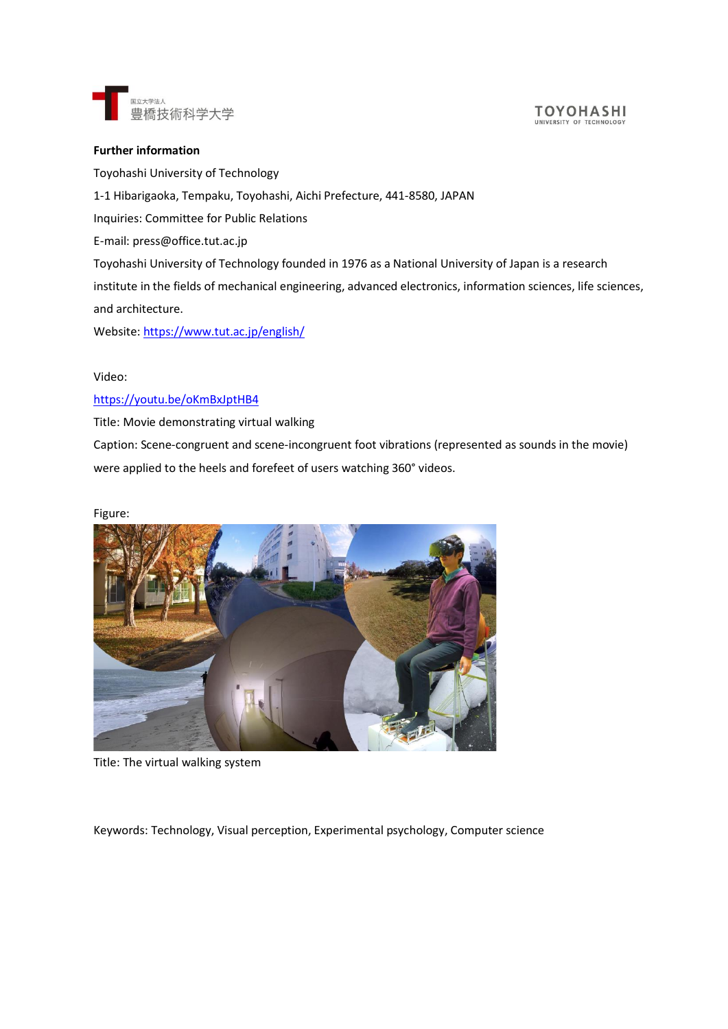**Further information**

Toyohashi University of Technology

1-1 Hibarigaoka, Tempaku, Toyohashi, Aichi Prefecture, 441-8580, JAPAN

Inquiries: Committee for Public Relations

E-mail: press@office.tut.ac.jp

Toyohashi University of Technology founded in 1976 as a National University of Japan is a research institute in the fields of mechanical engineering, advanced electronics, information sciences, life sciences, and architecture.

Website: https://www.tut.ac.jp/english/

Video:

https://youtu.be/oKmBxJptHB4

Title: Movie demonstrating virtual walking

Caption: Scene-congruent and scene-incongruent foot vibrations (represented as sounds in the movie) were applied to the heels and forefeet of users watching 360° videos.

Figure:

Title: The virtual walking system

Keywords: Technology, Visual perception, Experimental psychology, Computer science